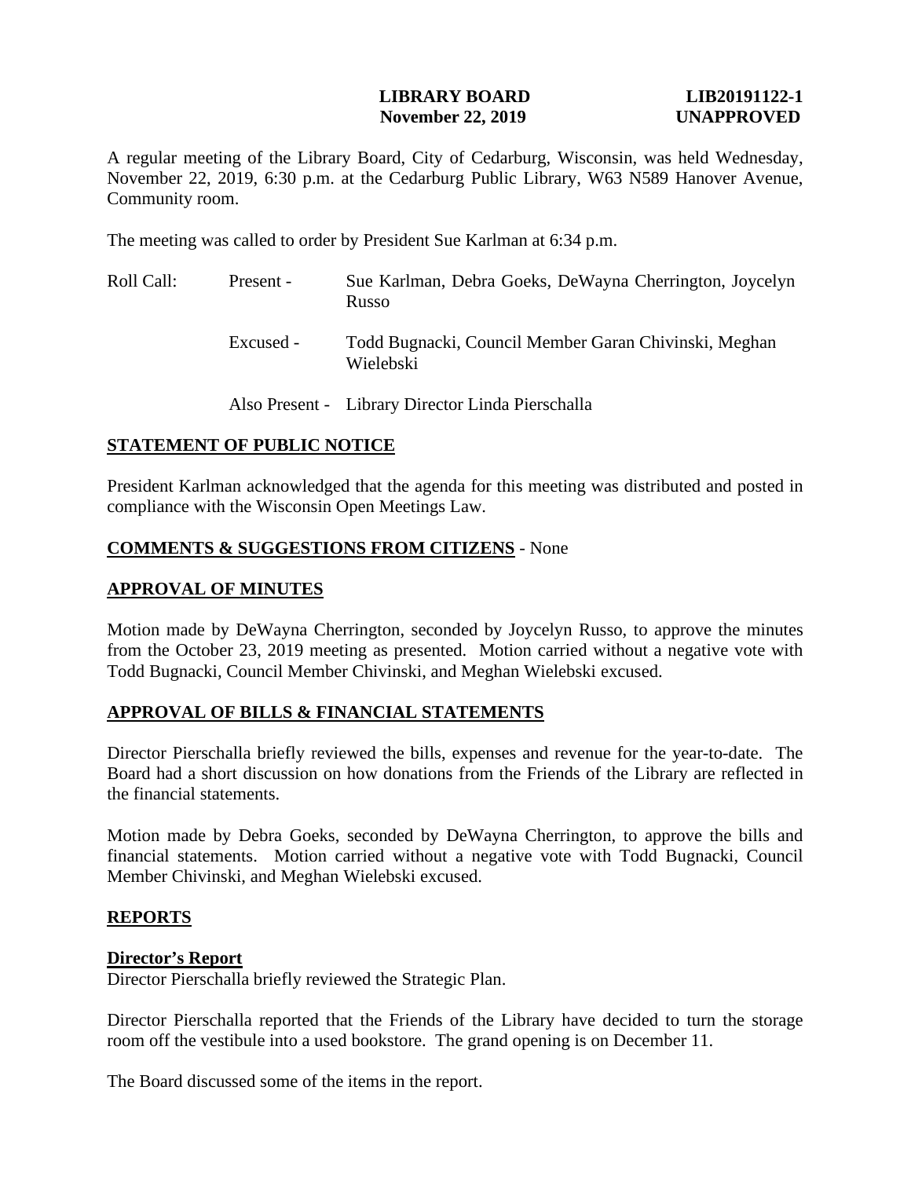**LIBRARY BOARD** **LIB20191122-1**
**November 22, 2019** **UNAPPROVED**

A regular meeting of the Library Board, City of Cedarburg, Wisconsin, was held Wednesday, November 22, 2019, 6:30 p.m. at the Cedarburg Public Library, W63 N589 Hanover Avenue, Community room.

The meeting was called to order by President Sue Karlman at 6:34 p.m.

| | | |
|---|---|---|
| Roll Call: | Present - | Sue Karlman, Debra Goeks, DeWayna Cherrington, Joycelyn Russo |
| | Excused - | Todd Bugnacki, Council Member Garan Chivinski, Meghan Wielebski |
| | Also Present - | Library Director Linda Pierschalla |

## STATEMENT OF PUBLIC NOTICE

President Karlman acknowledged that the agenda for this meeting was distributed and posted in compliance with the Wisconsin Open Meetings Law.

## COMMENTS & SUGGESTIONS FROM CITIZENS - None

## APPROVAL OF MINUTES

Motion made by DeWayna Cherrington, seconded by Joycelyn Russo, to approve the minutes from the October 23, 2019 meeting as presented. Motion carried without a negative vote with Todd Bugnacki, Council Member Chivinski, and Meghan Wielebski excused.

## APPROVAL OF BILLS & FINANCIAL STATEMENTS

Director Pierschalla briefly reviewed the bills, expenses and revenue for the year-to-date. The Board had a short discussion on how donations from the Friends of the Library are reflected in the financial statements.

Motion made by Debra Goeks, seconded by DeWayna Cherrington, to approve the bills and financial statements. Motion carried without a negative vote with Todd Bugnacki, Council Member Chivinski, and Meghan Wielebski excused.

## REPORTS

### Director's Report

Director Pierschalla briefly reviewed the Strategic Plan.

Director Pierschalla reported that the Friends of the Library have decided to turn the storage room off the vestibule into a used bookstore. The grand opening is on December 11.

The Board discussed some of the items in the report.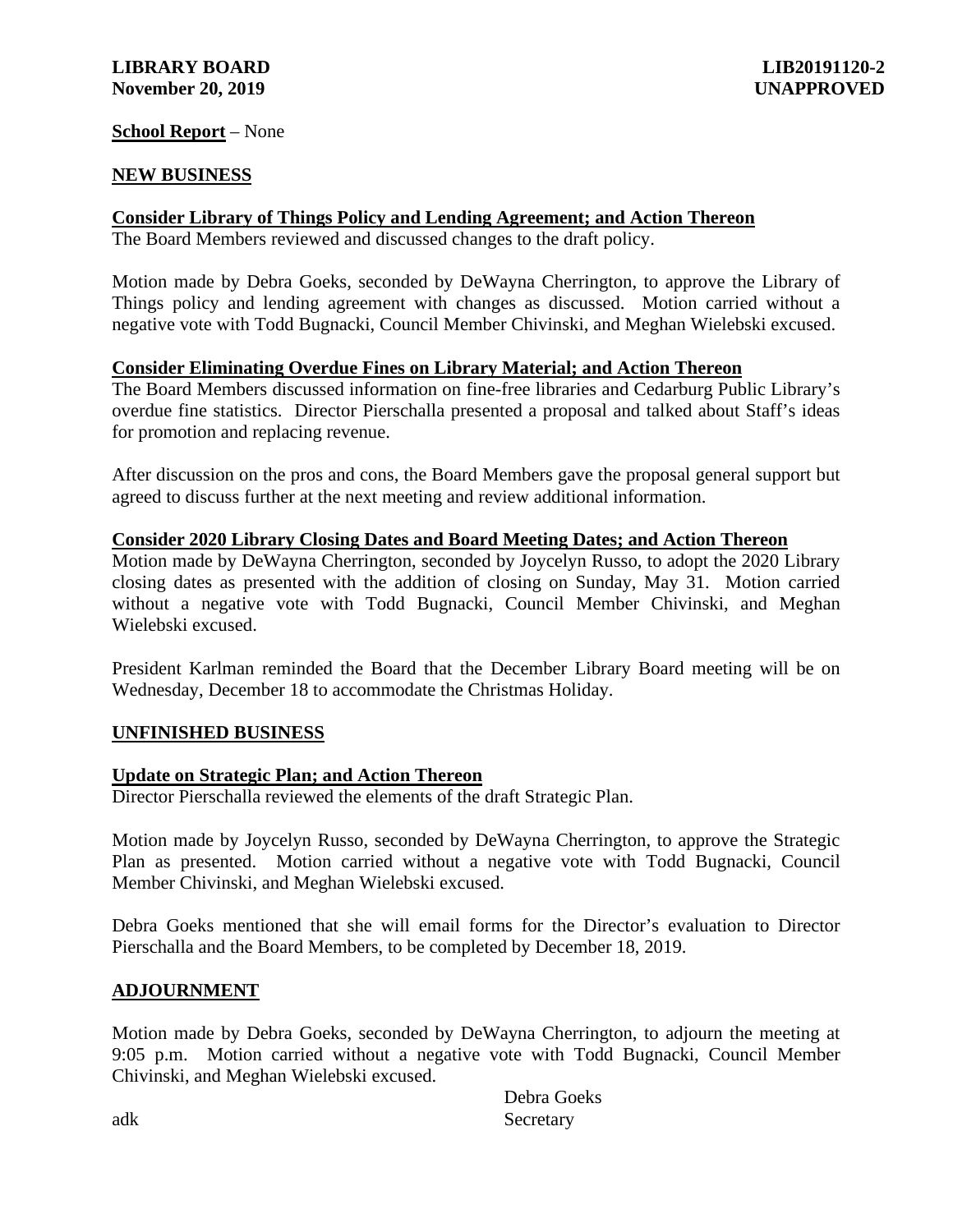**School Report** – None

## NEW BUSINESS

### Consider Library of Things Policy and Lending Agreement; and Action Thereon

The Board Members reviewed and discussed changes to the draft policy.

Motion made by Debra Goeks, seconded by DeWayna Cherrington, to approve the Library of Things policy and lending agreement with changes as discussed. Motion carried without a negative vote with Todd Bugnacki, Council Member Chivinski, and Meghan Wielebski excused.

### Consider Eliminating Overdue Fines on Library Material; and Action Thereon

The Board Members discussed information on fine-free libraries and Cedarburg Public Library's overdue fine statistics. Director Pierschalla presented a proposal and talked about Staff's ideas for promotion and replacing revenue.

After discussion on the pros and cons, the Board Members gave the proposal general support but agreed to discuss further at the next meeting and review additional information.

### Consider 2020 Library Closing Dates and Board Meeting Dates; and Action Thereon

Motion made by DeWayna Cherrington, seconded by Joycelyn Russo, to adopt the 2020 Library closing dates as presented with the addition of closing on Sunday, May 31. Motion carried without a negative vote with Todd Bugnacki, Council Member Chivinski, and Meghan Wielebski excused.

President Karlman reminded the Board that the December Library Board meeting will be on Wednesday, December 18 to accommodate the Christmas Holiday.

## UNFINISHED BUSINESS

### Update on Strategic Plan; and Action Thereon

Director Pierschalla reviewed the elements of the draft Strategic Plan.

Motion made by Joycelyn Russo, seconded by DeWayna Cherrington, to approve the Strategic Plan as presented. Motion carried without a negative vote with Todd Bugnacki, Council Member Chivinski, and Meghan Wielebski excused.

Debra Goeks mentioned that she will email forms for the Director's evaluation to Director Pierschalla and the Board Members, to be completed by December 18, 2019.

## ADJOURNMENT

Motion made by Debra Goeks, seconded by DeWayna Cherrington, to adjourn the meeting at 9:05 p.m. Motion carried without a negative vote with Todd Bugnacki, Council Member Chivinski, and Meghan Wielebski excused.

Debra Goeks
Secretary

adk